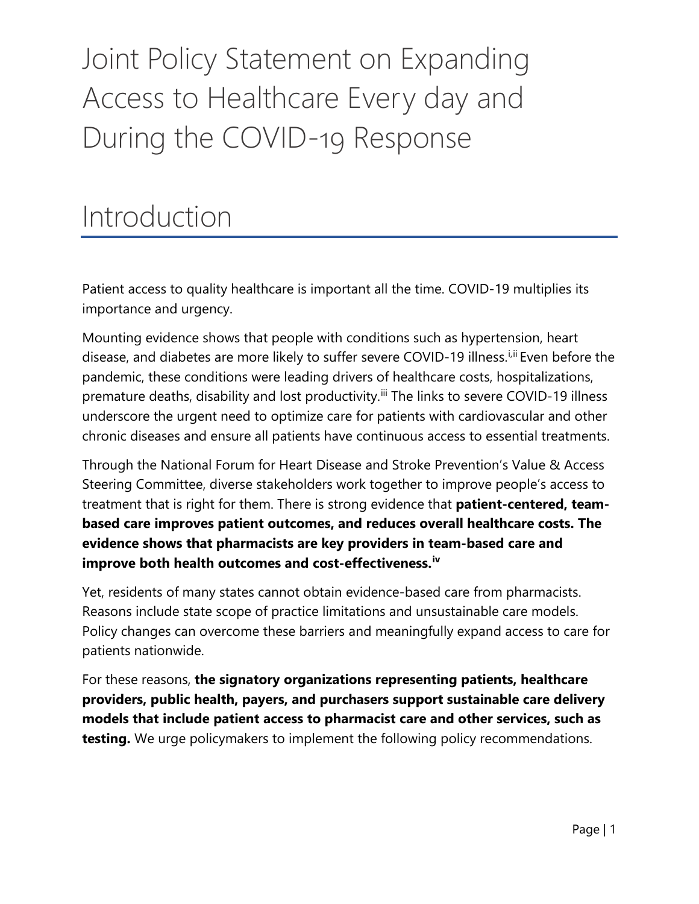# Joint Policy Statement on Expanding Access to Healthcare Every day and During the COVID-19 Response

## Introduction

Patient access to quality healthcare is important all the time. COVID-19 multiplies its importance and urgency.

Mounting evidence shows that people with conditions such as hypertension, heart disease, and diabetes are more likely to suffer severe COVID-19 illness.[i,ii] Even before the pandemic, these conditions were leading drivers of healthcare costs, hospitalizations, premature deaths, disability and lost productivity.[iii] The links to severe COVID-19 illness underscore the urgent need to optimize care for patients with cardiovascular and other chronic diseases and ensure all patients have continuous access to essential treatments.

Through the National Forum for Heart Disease and Stroke Prevention's Value & Access Steering Committee, diverse stakeholders work together to improve people's access to treatment that is right for them. There is strong evidence that **patient-centered, team-based care improves patient outcomes, and reduces overall healthcare costs. The evidence shows that pharmacists are key providers in team-based care and improve both health outcomes and cost-effectiveness.[iv]**

Yet, residents of many states cannot obtain evidence-based care from pharmacists. Reasons include state scope of practice limitations and unsustainable care models. Policy changes can overcome these barriers and meaningfully expand access to care for patients nationwide.

For these reasons, **the signatory organizations representing patients, healthcare providers, public health, payers, and purchasers support sustainable care delivery models that include patient access to pharmacist care and other services, such as testing.** We urge policymakers to implement the following policy recommendations.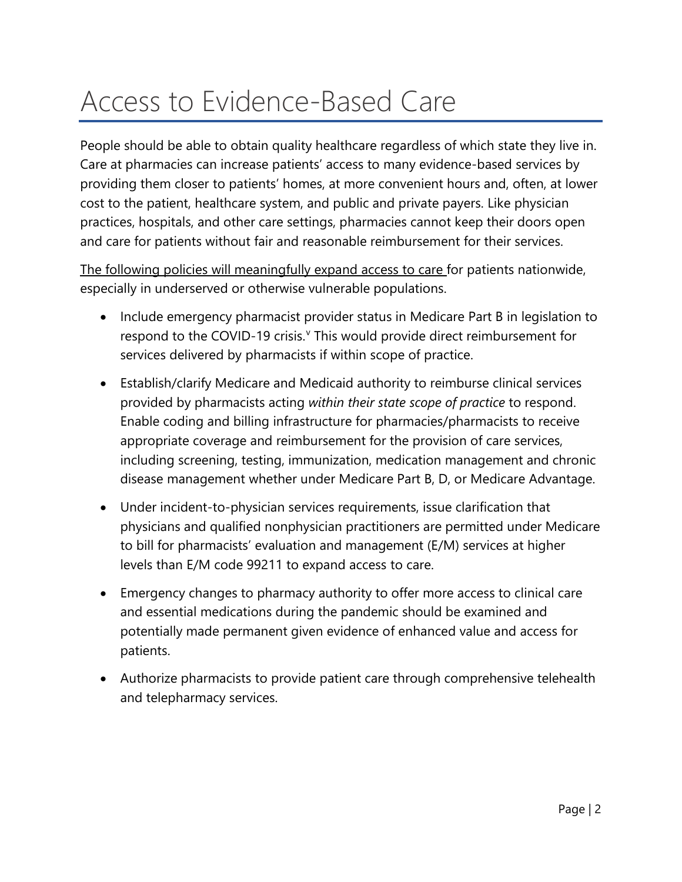# Access to Evidence-Based Care

People should be able to obtain quality healthcare regardless of which state they live in. Care at pharmacies can increase patients' access to many evidence-based services by providing them closer to patients' homes, at more convenient hours and, often, at lower cost to the patient, healthcare system, and public and private payers. Like physician practices, hospitals, and other care settings, pharmacies cannot keep their doors open and care for patients without fair and reasonable reimbursement for their services.

<u>The following policies will meaningfully expand access to care</u> for patients nationwide, especially in underserved or otherwise vulnerable populations.

- Include emergency pharmacist provider status in Medicare Part B in legislation to respond to the COVID-19 crisis.[v] This would provide direct reimbursement for services delivered by pharmacists if within scope of practice.
- Establish/clarify Medicare and Medicaid authority to reimburse clinical services provided by pharmacists acting *within their state scope of practice* to respond. Enable coding and billing infrastructure for pharmacies/pharmacists to receive appropriate coverage and reimbursement for the provision of care services, including screening, testing, immunization, medication management and chronic disease management whether under Medicare Part B, D, or Medicare Advantage.
- Under incident-to-physician services requirements, issue clarification that physicians and qualified nonphysician practitioners are permitted under Medicare to bill for pharmacists' evaluation and management (E/M) services at higher levels than E/M code 99211 to expand access to care.
- Emergency changes to pharmacy authority to offer more access to clinical care and essential medications during the pandemic should be examined and potentially made permanent given evidence of enhanced value and access for patients.
- Authorize pharmacists to provide patient care through comprehensive telehealth and telepharmacy services.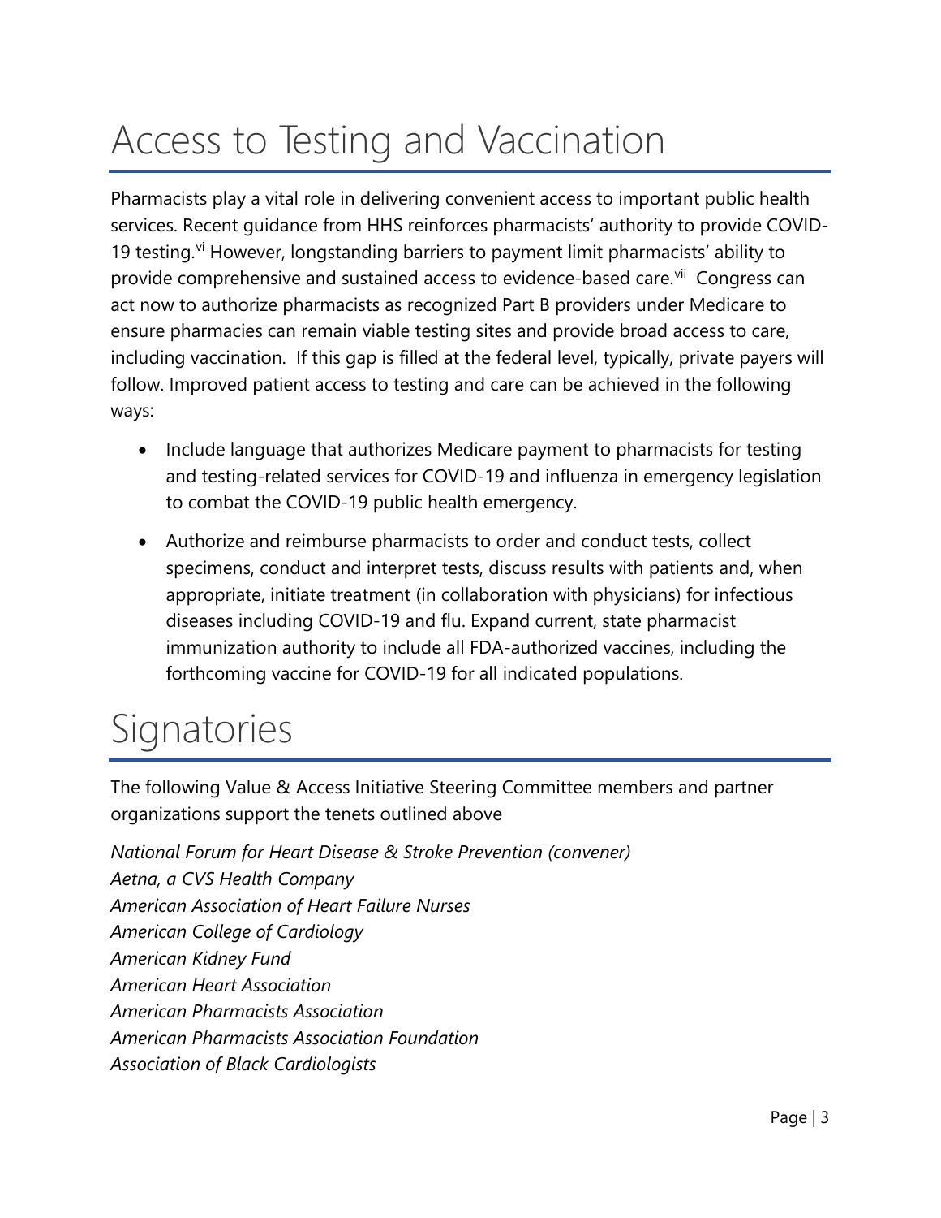# Access to Testing and Vaccination

Pharmacists play a vital role in delivering convenient access to important public health services. Recent guidance from HHS reinforces pharmacists' authority to provide COVID-19 testing.[vi] However, longstanding barriers to payment limit pharmacists' ability to provide comprehensive and sustained access to evidence-based care.[vii] Congress can act now to authorize pharmacists as recognized Part B providers under Medicare to ensure pharmacies can remain viable testing sites and provide broad access to care, including vaccination. If this gap is filled at the federal level, typically, private payers will follow. Improved patient access to testing and care can be achieved in the following ways:

- Include language that authorizes Medicare payment to pharmacists for testing and testing-related services for COVID-19 and influenza in emergency legislation to combat the COVID-19 public health emergency.
- Authorize and reimburse pharmacists to order and conduct tests, collect specimens, conduct and interpret tests, discuss results with patients and, when appropriate, initiate treatment (in collaboration with physicians) for infectious diseases including COVID-19 and flu. Expand current, state pharmacist immunization authority to include all FDA-authorized vaccines, including the forthcoming vaccine for COVID-19 for all indicated populations.

# Signatories

The following Value & Access Initiative Steering Committee members and partner organizations support the tenets outlined above

*National Forum for Heart Disease & Stroke Prevention (convener)*
*Aetna, a CVS Health Company*
*American Association of Heart Failure Nurses*
*American College of Cardiology*
*American Kidney Fund*
*American Heart Association*
*American Pharmacists Association*
*American Pharmacists Association Foundation*
*Association of Black Cardiologists*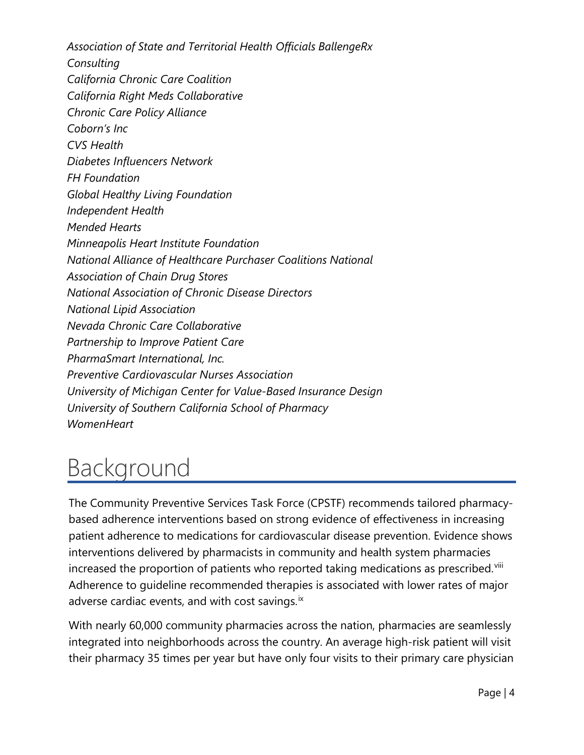*Association of State and Territorial Health Officials BallengeRx Consulting*
*California Chronic Care Coalition*
*California Right Meds Collaborative*
*Chronic Care Policy Alliance*
*Coborn's Inc*
*CVS Health*
*Diabetes Influencers Network*
*FH Foundation*
*Global Healthy Living Foundation*
*Independent Health*
*Mended Hearts*
*Minneapolis Heart Institute Foundation*
*National Alliance of Healthcare Purchaser Coalitions National Association of Chain Drug Stores*
*National Association of Chronic Disease Directors*
*National Lipid Association*
*Nevada Chronic Care Collaborative*
*Partnership to Improve Patient Care*
*PharmaSmart International, Inc.*
*Preventive Cardiovascular Nurses Association*
*University of Michigan Center for Value-Based Insurance Design*
*University of Southern California School of Pharmacy*
*WomenHeart*

# Background

The Community Preventive Services Task Force (CPSTF) recommends tailored pharmacy-based adherence interventions based on strong evidence of effectiveness in increasing patient adherence to medications for cardiovascular disease prevention. Evidence shows interventions delivered by pharmacists in community and health system pharmacies increased the proportion of patients who reported taking medications as prescribed.[viii] Adherence to guideline recommended therapies is associated with lower rates of major adverse cardiac events, and with cost savings.[ix]

With nearly 60,000 community pharmacies across the nation, pharmacies are seamlessly integrated into neighborhoods across the country. An average high-risk patient will visit their pharmacy 35 times per year but have only four visits to their primary care physician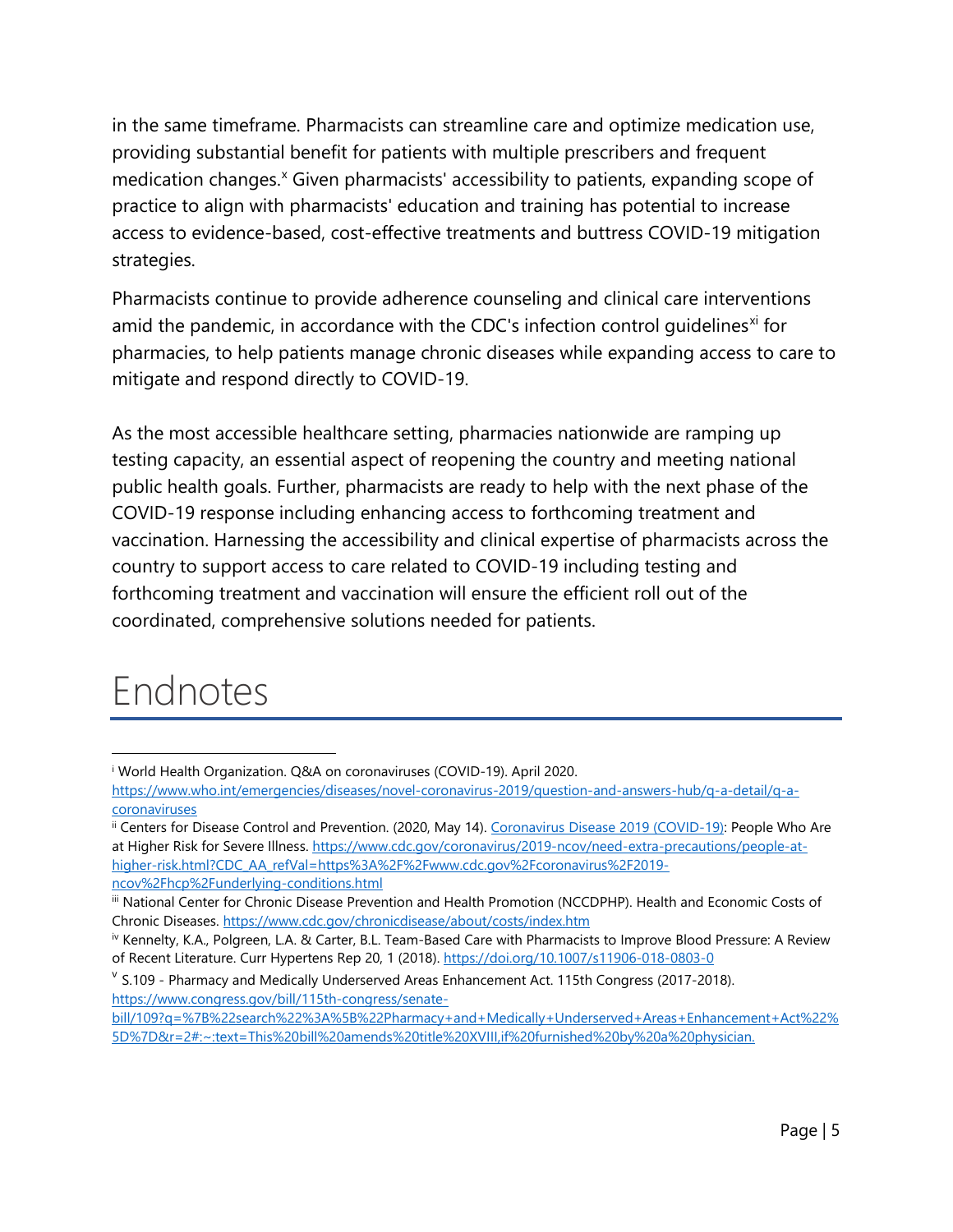in the same timeframe. Pharmacists can streamline care and optimize medication use, providing substantial benefit for patients with multiple prescribers and frequent medication changes.[x] Given pharmacists' accessibility to patients, expanding scope of practice to align with pharmacists' education and training has potential to increase access to evidence-based, cost-effective treatments and buttress COVID-19 mitigation strategies.

Pharmacists continue to provide adherence counseling and clinical care interventions amid the pandemic, in accordance with the CDC's infection control guidelines[xi] for pharmacies, to help patients manage chronic diseases while expanding access to care to mitigate and respond directly to COVID-19.

As the most accessible healthcare setting, pharmacies nationwide are ramping up testing capacity, an essential aspect of reopening the country and meeting national public health goals. Further, pharmacists are ready to help with the next phase of the COVID-19 response including enhancing access to forthcoming treatment and vaccination. Harnessing the accessibility and clinical expertise of pharmacists across the country to support access to care related to COVID-19 including testing and forthcoming treatment and vaccination will ensure the efficient roll out of the coordinated, comprehensive solutions needed for patients.

# Endnotes

[i] World Health Organization. Q&A on coronaviruses (COVID-19). April 2020. https://www.who.int/emergencies/diseases/novel-coronavirus-2019/question-and-answers-hub/q-a-detail/q-a-coronaviruses

[ii] Centers for Disease Control and Prevention. (2020, May 14). Coronavirus Disease 2019 (COVID-19): People Who Are at Higher Risk for Severe Illness. https://www.cdc.gov/coronavirus/2019-ncov/need-extra-precautions/people-at-higher-risk.html?CDC_AA_refVal=https%3A%2F%2Fwww.cdc.gov%2Fcoronavirus%2F2019-ncov%2Fhcp%2Funderlying-conditions.html

[iii] National Center for Chronic Disease Prevention and Health Promotion (NCCDPHP). Health and Economic Costs of Chronic Diseases. https://www.cdc.gov/chronicdisease/about/costs/index.htm

[iv] Kennelty, K.A., Polgreen, L.A. & Carter, B.L. Team-Based Care with Pharmacists to Improve Blood Pressure: A Review of Recent Literature. Curr Hypertens Rep 20, 1 (2018). https://doi.org/10.1007/s11906-018-0803-0

[v] S.109 - Pharmacy and Medically Underserved Areas Enhancement Act. 115th Congress (2017-2018). https://www.congress.gov/bill/115th-congress/senate-bill/109?q=%7B%22search%22%3A%5B%22Pharmacy+and+Medically+Underserved+Areas+Enhancement+Act%22%5D%7D&r=2#:~:text=This%20bill%20amends%20title%20XVIII,if%20furnished%20by%20a%20physician.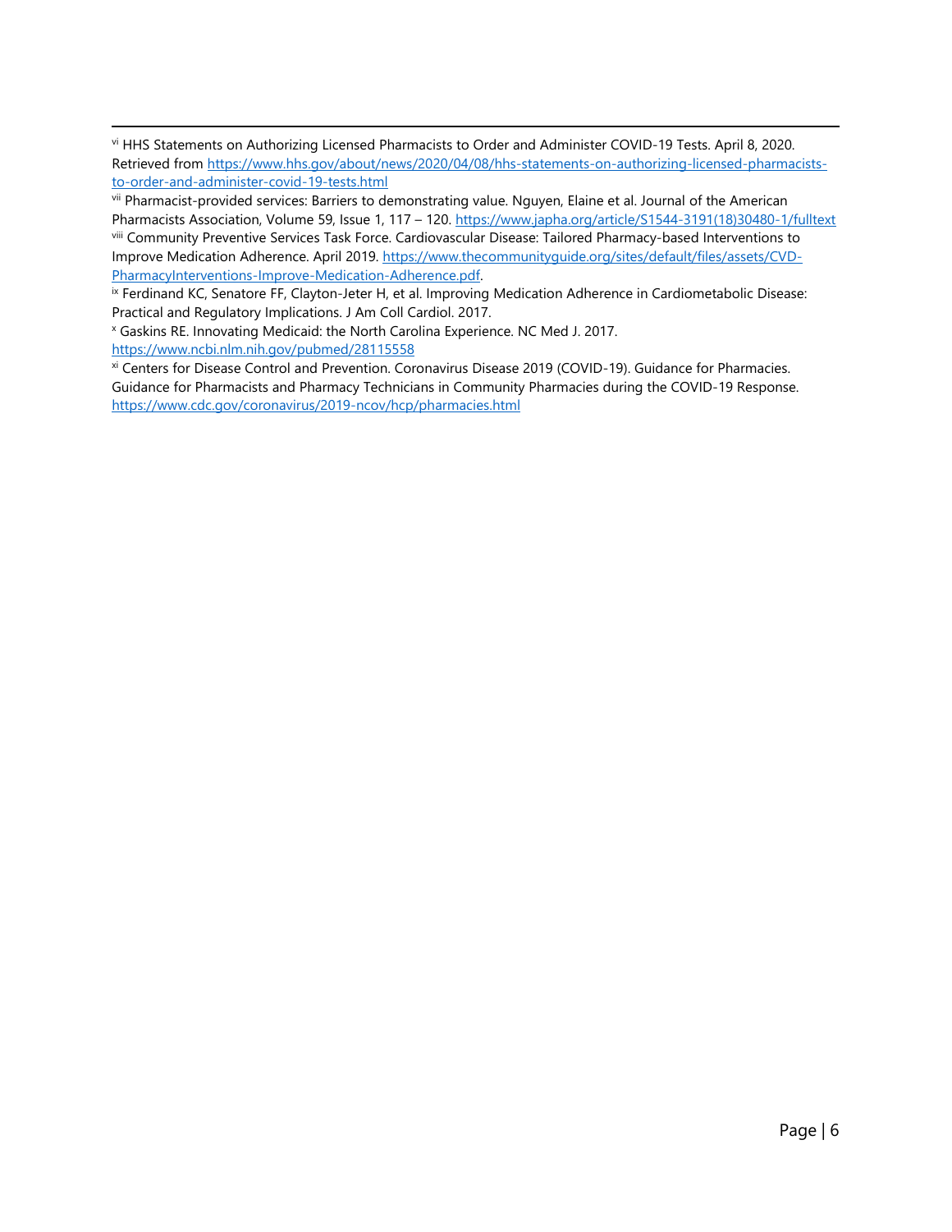[vi] HHS Statements on Authorizing Licensed Pharmacists to Order and Administer COVID-19 Tests. April 8, 2020. Retrieved from https://www.hhs.gov/about/news/2020/04/08/hhs-statements-on-authorizing-licensed-pharmacists-to-order-and-administer-covid-19-tests.html

[vii] Pharmacist-provided services: Barriers to demonstrating value. Nguyen, Elaine et al. Journal of the American Pharmacists Association, Volume 59, Issue 1, 117 – 120. https://www.japha.org/article/S1544-3191(18)30480-1/fulltext

[viii] Community Preventive Services Task Force. Cardiovascular Disease: Tailored Pharmacy-based Interventions to Improve Medication Adherence. April 2019. https://www.thecommunityguide.org/sites/default/files/assets/CVD-PharmacyInterventions-Improve-Medication-Adherence.pdf.

[ix] Ferdinand KC, Senatore FF, Clayton-Jeter H, et al. Improving Medication Adherence in Cardiometabolic Disease: Practical and Regulatory Implications. J Am Coll Cardiol. 2017.

[x] Gaskins RE. Innovating Medicaid: the North Carolina Experience. NC Med J. 2017. https://www.ncbi.nlm.nih.gov/pubmed/28115558

[xi] Centers for Disease Control and Prevention. Coronavirus Disease 2019 (COVID-19). Guidance for Pharmacies. Guidance for Pharmacists and Pharmacy Technicians in Community Pharmacies during the COVID-19 Response. https://www.cdc.gov/coronavirus/2019-ncov/hcp/pharmacies.html